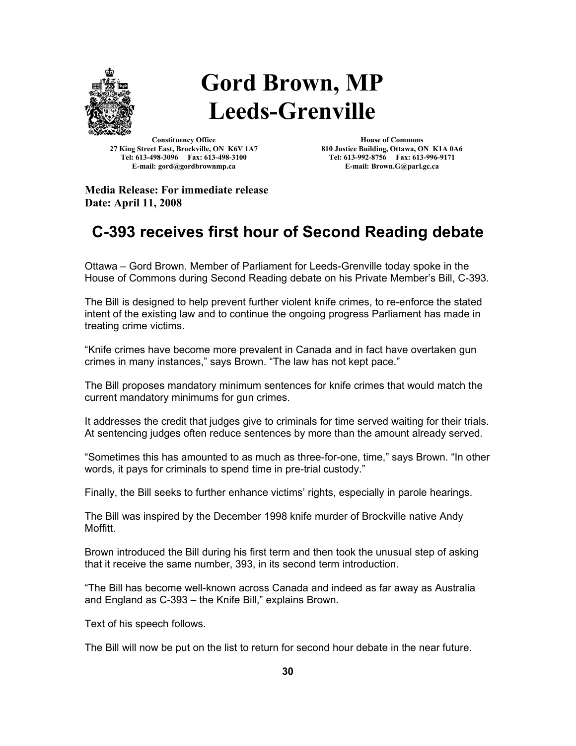# Gord Brown, MP
# Leeds-Grenville

**Constituency Office**
**27 King Street East, Brockville, ON K6V 1A7**
**Tel: 613-498-3096 Fax: 613-498-3100**
**E-mail: gord@gordbrownmp.ca**

**House of Commons**
**810 Justice Building, Ottawa, ON K1A 0A6**
**Tel: 613-992-8756 Fax: 613-996-9171**
**E-mail: Brown.G@parl.gc.ca**

**Media Release: For immediate release**
**Date: April 11, 2008**

## C-393 receives first hour of Second Reading debate

Ottawa – Gord Brown. Member of Parliament for Leeds-Grenville today spoke in the House of Commons during Second Reading debate on his Private Member's Bill, C-393.

The Bill is designed to help prevent further violent knife crimes, to re-enforce the stated intent of the existing law and to continue the ongoing progress Parliament has made in treating crime victims.

"Knife crimes have become more prevalent in Canada and in fact have overtaken gun crimes in many instances," says Brown. "The law has not kept pace."

The Bill proposes mandatory minimum sentences for knife crimes that would match the current mandatory minimums for gun crimes.

It addresses the credit that judges give to criminals for time served waiting for their trials. At sentencing judges often reduce sentences by more than the amount already served.

"Sometimes this has amounted to as much as three-for-one, time," says Brown. "In other words, it pays for criminals to spend time in pre-trial custody."

Finally, the Bill seeks to further enhance victims' rights, especially in parole hearings.

The Bill was inspired by the December 1998 knife murder of Brockville native Andy Moffitt.

Brown introduced the Bill during his first term and then took the unusual step of asking that it receive the same number, 393, in its second term introduction.

"The Bill has become well-known across Canada and indeed as far away as Australia and England as C-393 – the Knife Bill," explains Brown.

Text of his speech follows.

The Bill will now be put on the list to return for second hour debate in the near future.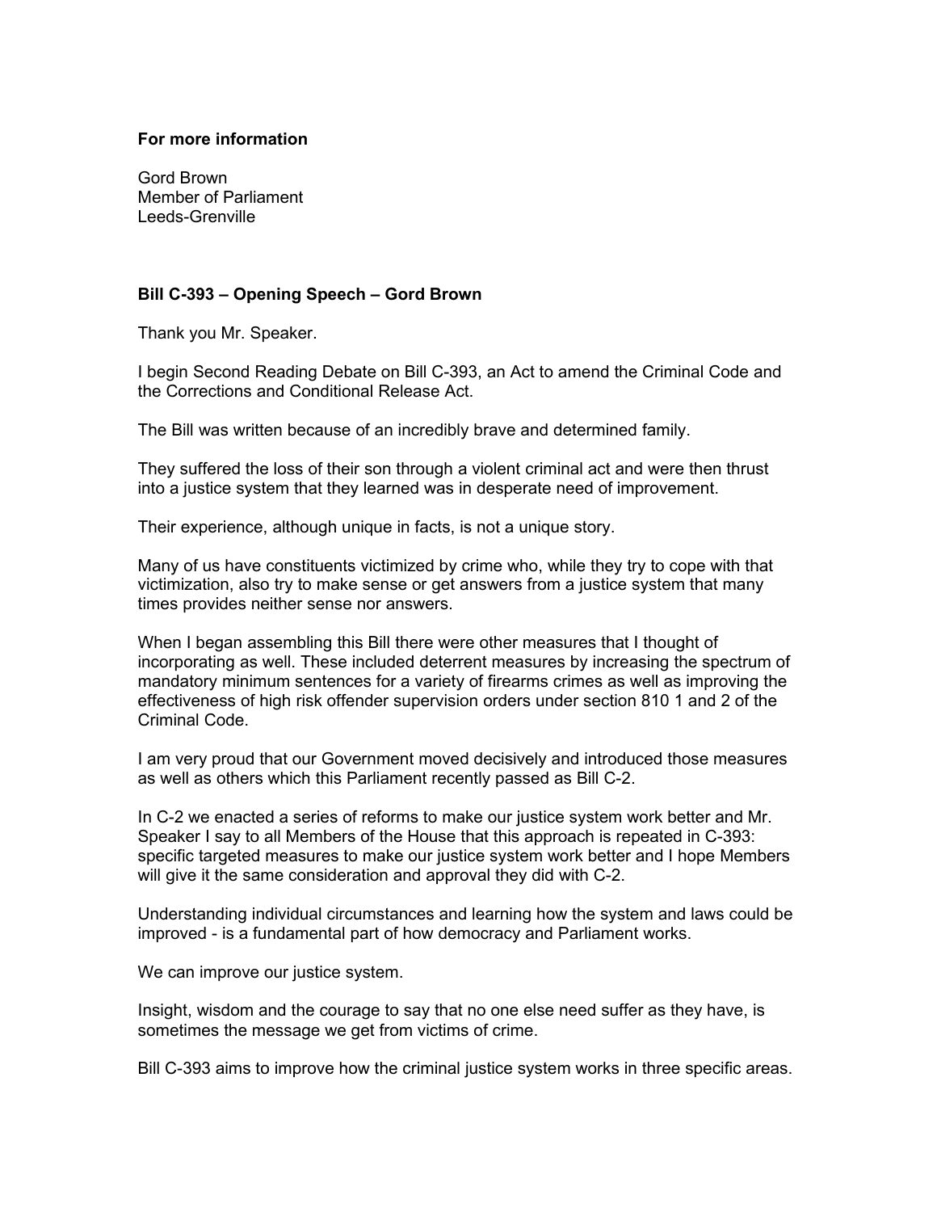**For more information**

Gord Brown
Member of Parliament
Leeds-Grenville

**Bill C-393 – Opening Speech – Gord Brown**

Thank you Mr. Speaker.

I begin Second Reading Debate on Bill C-393, an Act to amend the Criminal Code and the Corrections and Conditional Release Act.

The Bill was written because of an incredibly brave and determined family.

They suffered the loss of their son through a violent criminal act and were then thrust into a justice system that they learned was in desperate need of improvement.

Their experience, although unique in facts, is not a unique story.

Many of us have constituents victimized by crime who, while they try to cope with that victimization, also try to make sense or get answers from a justice system that many times provides neither sense nor answers.

When I began assembling this Bill there were other measures that I thought of incorporating as well. These included deterrent measures by increasing the spectrum of mandatory minimum sentences for a variety of firearms crimes as well as improving the effectiveness of high risk offender supervision orders under section 810 1 and 2 of the Criminal Code.

I am very proud that our Government moved decisively and introduced those measures as well as others which this Parliament recently passed as Bill C-2.

In C-2 we enacted a series of reforms to make our justice system work better and Mr. Speaker I say to all Members of the House that this approach is repeated in C-393: specific targeted measures to make our justice system work better and I hope Members will give it the same consideration and approval they did with C-2.

Understanding individual circumstances and learning how the system and laws could be improved - is a fundamental part of how democracy and Parliament works.

We can improve our justice system.

Insight, wisdom and the courage to say that no one else need suffer as they have, is sometimes the message we get from victims of crime.

Bill C-393 aims to improve how the criminal justice system works in three specific areas.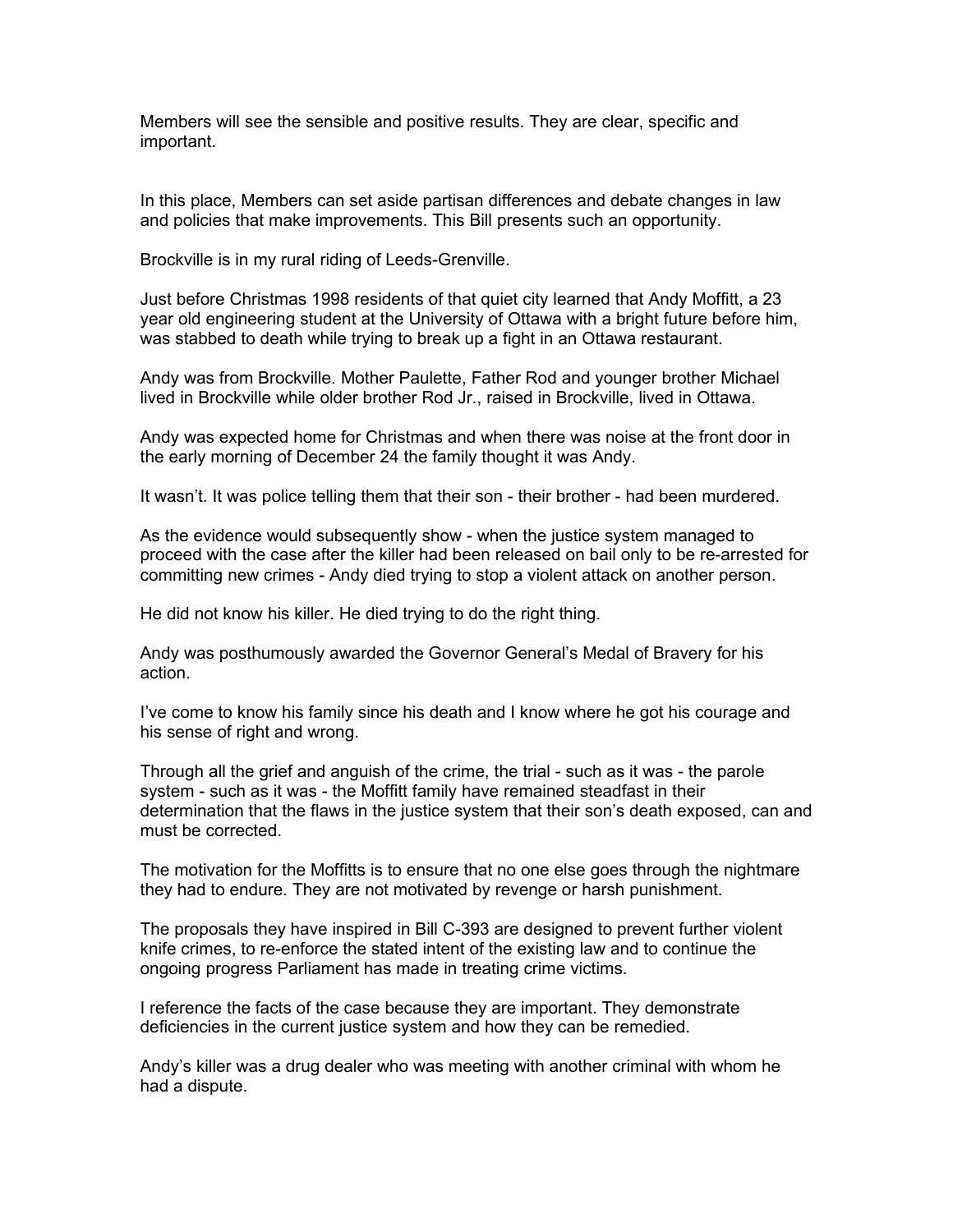Members will see the sensible and positive results. They are clear, specific and important.

In this place, Members can set aside partisan differences and debate changes in law and policies that make improvements. This Bill presents such an opportunity.

Brockville is in my rural riding of Leeds-Grenville.

Just before Christmas 1998 residents of that quiet city learned that Andy Moffitt, a 23 year old engineering student at the University of Ottawa with a bright future before him, was stabbed to death while trying to break up a fight in an Ottawa restaurant.

Andy was from Brockville. Mother Paulette, Father Rod and younger brother Michael lived in Brockville while older brother Rod Jr., raised in Brockville, lived in Ottawa.

Andy was expected home for Christmas and when there was noise at the front door in the early morning of December 24 the family thought it was Andy.

It wasn't. It was police telling them that their son - their brother - had been murdered.

As the evidence would subsequently show - when the justice system managed to proceed with the case after the killer had been released on bail only to be re-arrested for committing new crimes - Andy died trying to stop a violent attack on another person.

He did not know his killer. He died trying to do the right thing.

Andy was posthumously awarded the Governor General's Medal of Bravery for his action.

I've come to know his family since his death and I know where he got his courage and his sense of right and wrong.

Through all the grief and anguish of the crime, the trial - such as it was - the parole system - such as it was - the Moffitt family have remained steadfast in their determination that the flaws in the justice system that their son's death exposed, can and must be corrected.

The motivation for the Moffitts is to ensure that no one else goes through the nightmare they had to endure. They are not motivated by revenge or harsh punishment.

The proposals they have inspired in Bill C-393 are designed to prevent further violent knife crimes, to re-enforce the stated intent of the existing law and to continue the ongoing progress Parliament has made in treating crime victims.

I reference the facts of the case because they are important. They demonstrate deficiencies in the current justice system and how they can be remedied.

Andy's killer was a drug dealer who was meeting with another criminal with whom he had a dispute.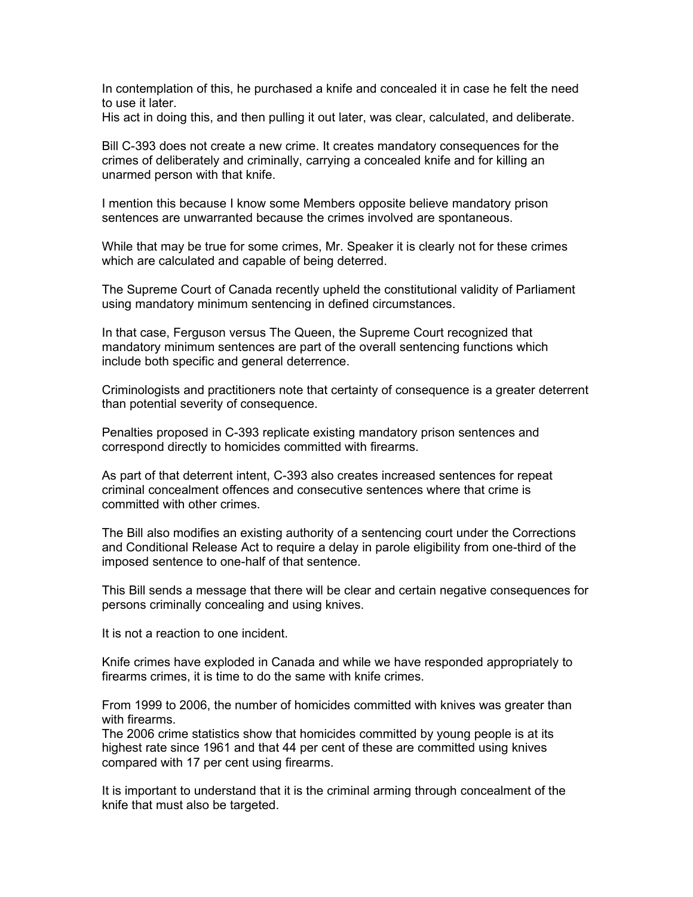In contemplation of this, he purchased a knife and concealed it in case he felt the need to use it later.
His act in doing this, and then pulling it out later, was clear, calculated, and deliberate.

Bill C-393 does not create a new crime. It creates mandatory consequences for the crimes of deliberately and criminally, carrying a concealed knife and for killing an unarmed person with that knife.

I mention this because I know some Members opposite believe mandatory prison sentences are unwarranted because the crimes involved are spontaneous.

While that may be true for some crimes, Mr. Speaker it is clearly not for these crimes which are calculated and capable of being deterred.

The Supreme Court of Canada recently upheld the constitutional validity of Parliament using mandatory minimum sentencing in defined circumstances.

In that case, Ferguson versus The Queen, the Supreme Court recognized that mandatory minimum sentences are part of the overall sentencing functions which include both specific and general deterrence.

Criminologists and practitioners note that certainty of consequence is a greater deterrent than potential severity of consequence.

Penalties proposed in C-393 replicate existing mandatory prison sentences and correspond directly to homicides committed with firearms.

As part of that deterrent intent, C-393 also creates increased sentences for repeat criminal concealment offences and consecutive sentences where that crime is committed with other crimes.

The Bill also modifies an existing authority of a sentencing court under the Corrections and Conditional Release Act to require a delay in parole eligibility from one-third of the imposed sentence to one-half of that sentence.

This Bill sends a message that there will be clear and certain negative consequences for persons criminally concealing and using knives.

It is not a reaction to one incident.

Knife crimes have exploded in Canada and while we have responded appropriately to firearms crimes, it is time to do the same with knife crimes.

From 1999 to 2006, the number of homicides committed with knives was greater than with firearms.
The 2006 crime statistics show that homicides committed by young people is at its highest rate since 1961 and that 44 per cent of these are committed using knives compared with 17 per cent using firearms.

It is important to understand that it is the criminal arming through concealment of the knife that must also be targeted.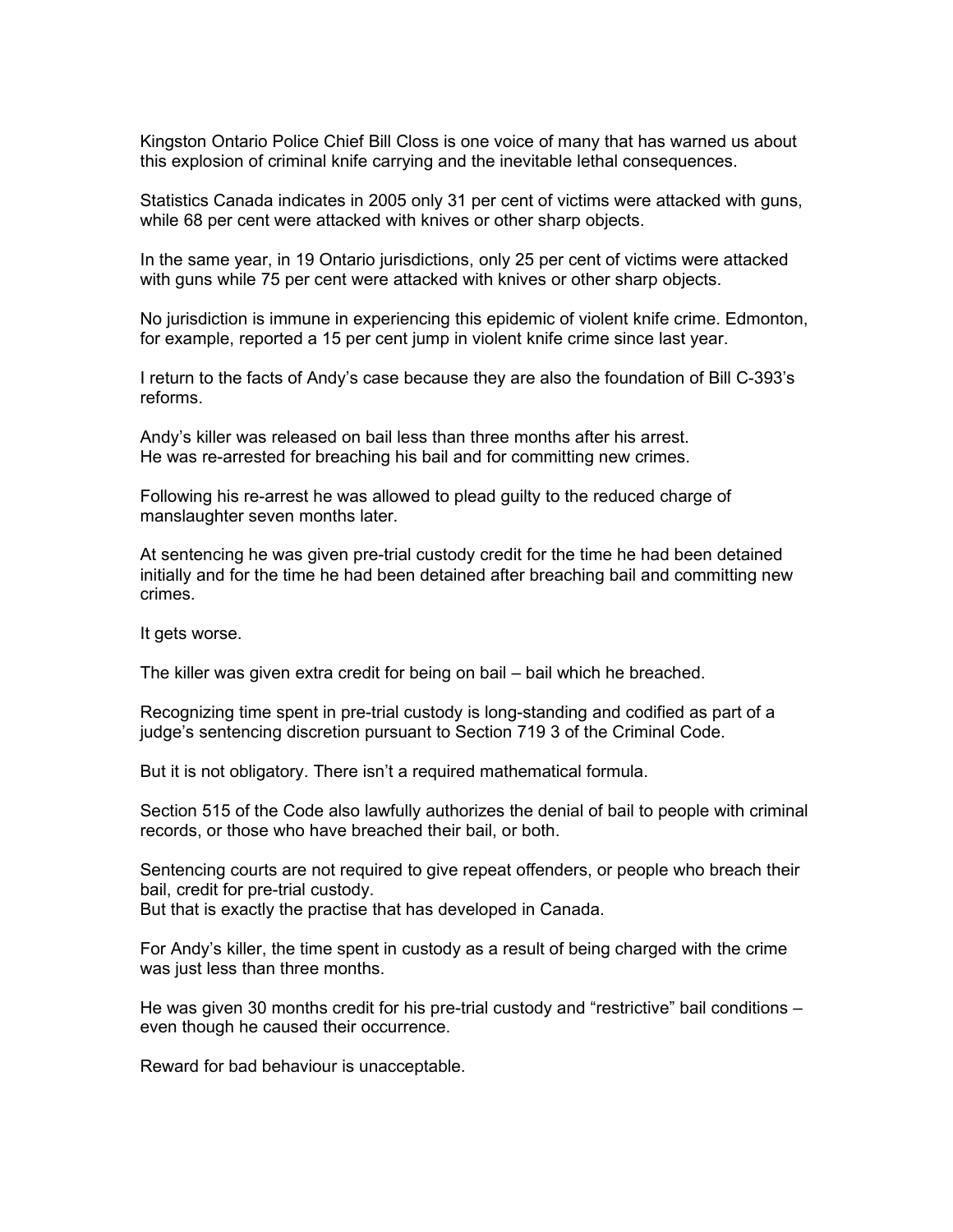Kingston Ontario Police Chief Bill Closs is one voice of many that has warned us about this explosion of criminal knife carrying and the inevitable lethal consequences.

Statistics Canada indicates in 2005 only 31 per cent of victims were attacked with guns, while 68 per cent were attacked with knives or other sharp objects.

In the same year, in 19 Ontario jurisdictions, only 25 per cent of victims were attacked with guns while 75 per cent were attacked with knives or other sharp objects.

No jurisdiction is immune in experiencing this epidemic of violent knife crime. Edmonton, for example, reported a 15 per cent jump in violent knife crime since last year.

I return to the facts of Andy's case because they are also the foundation of Bill C-393's reforms.

Andy's killer was released on bail less than three months after his arrest.
He was re-arrested for breaching his bail and for committing new crimes.

Following his re-arrest he was allowed to plead guilty to the reduced charge of manslaughter seven months later.

At sentencing he was given pre-trial custody credit for the time he had been detained initially and for the time he had been detained after breaching bail and committing new crimes.

It gets worse.

The killer was given extra credit for being on bail – bail which he breached.

Recognizing time spent in pre-trial custody is long-standing and codified as part of a judge's sentencing discretion pursuant to Section 719 3 of the Criminal Code.

But it is not obligatory. There isn't a required mathematical formula.

Section 515 of the Code also lawfully authorizes the denial of bail to people with criminal records, or those who have breached their bail, or both.

Sentencing courts are not required to give repeat offenders, or people who breach their bail, credit for pre-trial custody.
But that is exactly the practise that has developed in Canada.

For Andy's killer, the time spent in custody as a result of being charged with the crime was just less than three months.

He was given 30 months credit for his pre-trial custody and "restrictive" bail conditions – even though he caused their occurrence.

Reward for bad behaviour is unacceptable.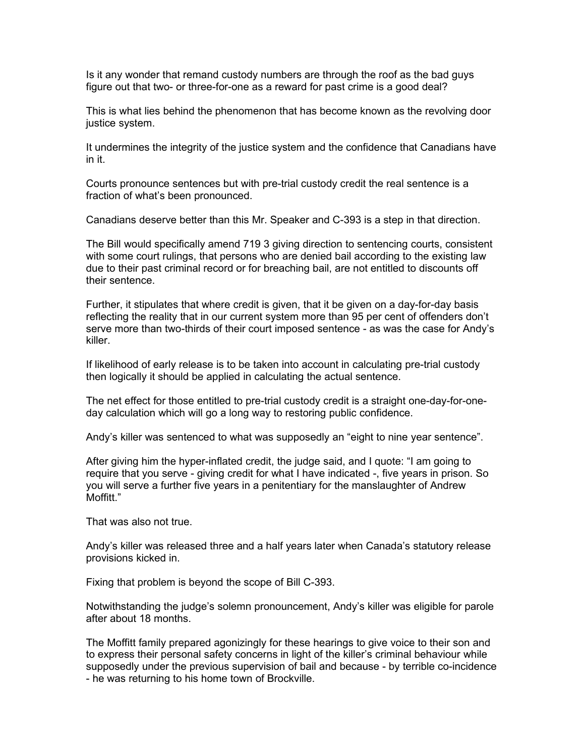Is it any wonder that remand custody numbers are through the roof as the bad guys figure out that two- or three-for-one as a reward for past crime is a good deal?

This is what lies behind the phenomenon that has become known as the revolving door justice system.

It undermines the integrity of the justice system and the confidence that Canadians have in it.

Courts pronounce sentences but with pre-trial custody credit the real sentence is a fraction of what's been pronounced.

Canadians deserve better than this Mr. Speaker and C-393 is a step in that direction.

The Bill would specifically amend 719 3 giving direction to sentencing courts, consistent with some court rulings, that persons who are denied bail according to the existing law due to their past criminal record or for breaching bail, are not entitled to discounts off their sentence.

Further, it stipulates that where credit is given, that it be given on a day-for-day basis reflecting the reality that in our current system more than 95 per cent of offenders don't serve more than two-thirds of their court imposed sentence - as was the case for Andy's killer.

If likelihood of early release is to be taken into account in calculating pre-trial custody then logically it should be applied in calculating the actual sentence.

The net effect for those entitled to pre-trial custody credit is a straight one-day-for-one-day calculation which will go a long way to restoring public confidence.

Andy's killer was sentenced to what was supposedly an "eight to nine year sentence".

After giving him the hyper-inflated credit, the judge said, and I quote: "I am going to require that you serve - giving credit for what I have indicated -, five years in prison. So you will serve a further five years in a penitentiary for the manslaughter of Andrew Moffitt."

That was also not true.

Andy's killer was released three and a half years later when Canada's statutory release provisions kicked in.

Fixing that problem is beyond the scope of Bill C-393.

Notwithstanding the judge's solemn pronouncement, Andy's killer was eligible for parole after about 18 months.

The Moffitt family prepared agonizingly for these hearings to give voice to their son and to express their personal safety concerns in light of the killer's criminal behaviour while supposedly under the previous supervision of bail and because - by terrible co-incidence - he was returning to his home town of Brockville.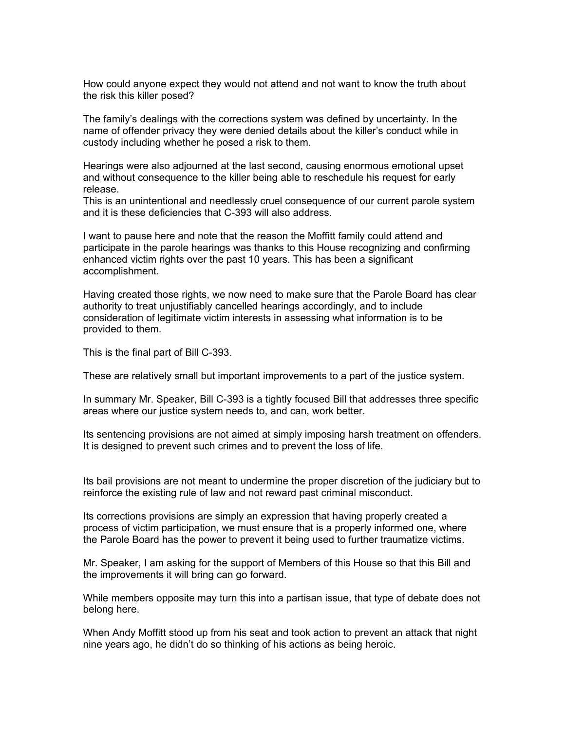How could anyone expect they would not attend and not want to know the truth about the risk this killer posed?

The family's dealings with the corrections system was defined by uncertainty. In the name of offender privacy they were denied details about the killer's conduct while in custody including whether he posed a risk to them.

Hearings were also adjourned at the last second, causing enormous emotional upset and without consequence to the killer being able to reschedule his request for early release.
This is an unintentional and needlessly cruel consequence of our current parole system and it is these deficiencies that C-393 will also address.

I want to pause here and note that the reason the Moffitt family could attend and participate in the parole hearings was thanks to this House recognizing and confirming enhanced victim rights over the past 10 years. This has been a significant accomplishment.

Having created those rights, we now need to make sure that the Parole Board has clear authority to treat unjustifiably cancelled hearings accordingly, and to include consideration of legitimate victim interests in assessing what information is to be provided to them.

This is the final part of Bill C-393.

These are relatively small but important improvements to a part of the justice system.

In summary Mr. Speaker, Bill C-393 is a tightly focused Bill that addresses three specific areas where our justice system needs to, and can, work better.

Its sentencing provisions are not aimed at simply imposing harsh treatment on offenders. It is designed to prevent such crimes and to prevent the loss of life.

Its bail provisions are not meant to undermine the proper discretion of the judiciary but to reinforce the existing rule of law and not reward past criminal misconduct.

Its corrections provisions are simply an expression that having properly created a process of victim participation, we must ensure that is a properly informed one, where the Parole Board has the power to prevent it being used to further traumatize victims.

Mr. Speaker, I am asking for the support of Members of this House so that this Bill and the improvements it will bring can go forward.

While members opposite may turn this into a partisan issue, that type of debate does not belong here.

When Andy Moffitt stood up from his seat and took action to prevent an attack that night nine years ago, he didn't do so thinking of his actions as being heroic.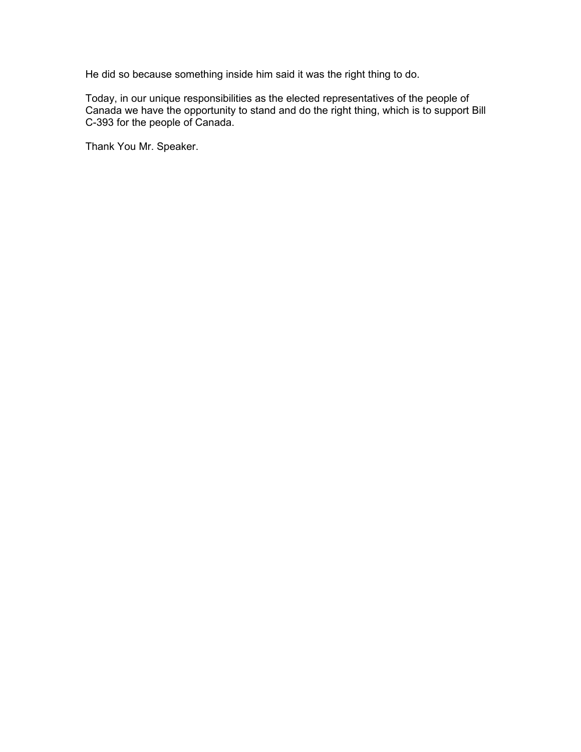He did so because something inside him said it was the right thing to do.

Today, in our unique responsibilities as the elected representatives of the people of Canada we have the opportunity to stand and do the right thing, which is to support Bill C-393 for the people of Canada.

Thank You Mr. Speaker.